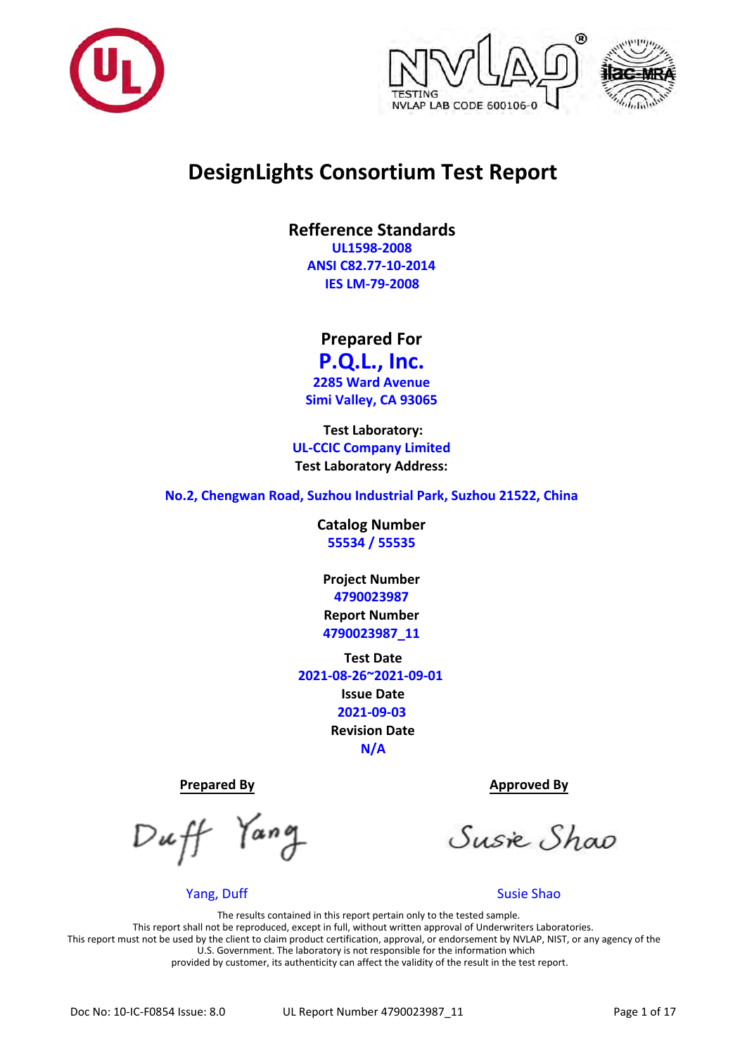# DesignLights Consortium Test Report

## Refference Standards

UL1598-2008
ANSI C82.77-10-2014
IES LM-79-2008

## Prepared For

**P.Q.L., Inc.**
2285 Ward Avenue
Simi Valley, CA 93065

**Test Laboratory:**
UL-CCIC Company Limited
**Test Laboratory Address:**

No.2, Chengwan Road, Suzhou Industrial Park, Suzhou 21522, China

**Catalog Number**
55534 / 55535

**Project Number**
4790023987
**Report Number**
4790023987_11

**Test Date**
2021-08-26~2021-09-01
**Issue Date**
2021-09-03
**Revision Date**
N/A

| Prepared By | Approved By |
| --- | --- |
| Duff Yang | Susie Shao |
| Yang, Duff | Susie Shao |

The results contained in this report pertain only to the tested sample.
This report shall not be reproduced, except in full, without written approval of Underwriters Laboratories.
This report must not be used by the client to claim product certification, approval, or endorsement by NVLAP, NIST, or any agency of the U.S. Government. The laboratory is not responsible for the information which provided by customer, its authenticity can affect the validity of the result in the test report.

Doc No: 10-IC-F0854 Issue: 8.0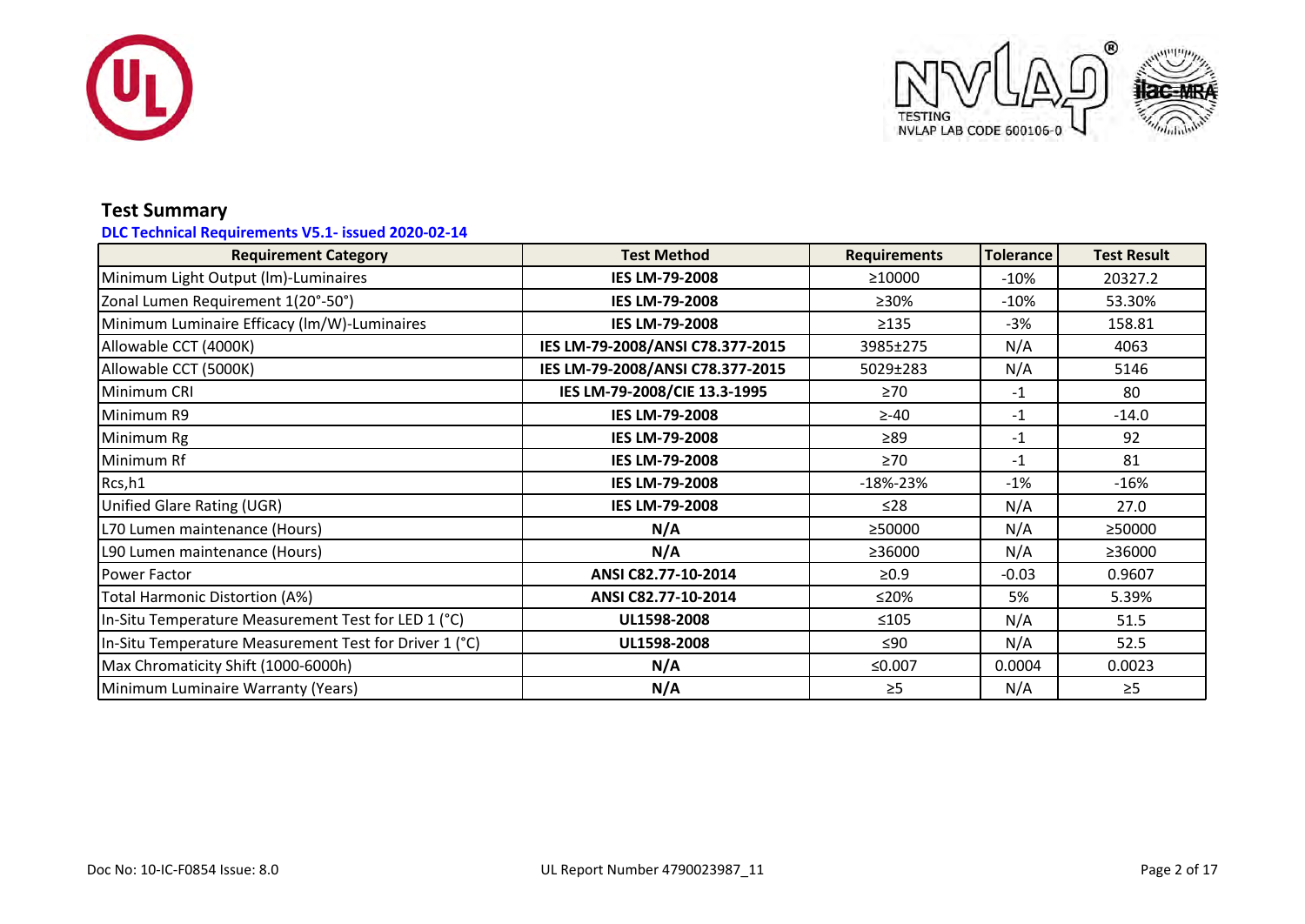## Test Summary

**DLC Technical Requirements V5.1- issued 2020-02-14**

| Requirement Category | Test Method | Requirements | Tolerance | Test Result |
|---|---|---|---|---|
| Minimum Light Output (lm)-Luminaires | **IES LM-79-2008** | ≥10000 | -10% | 20327.2 |
| Zonal Lumen Requirement 1(20°-50°) | **IES LM-79-2008** | ≥30% | -10% | 53.30% |
| Minimum Luminaire Efficacy (lm/W)-Luminaires | **IES LM-79-2008** | ≥135 | -3% | 158.81 |
| Allowable CCT (4000K) | **IES LM-79-2008/ANSI C78.377-2015** | 3985±275 | N/A | 4063 |
| Allowable CCT (5000K) | **IES LM-79-2008/ANSI C78.377-2015** | 5029±283 | N/A | 5146 |
| Minimum CRI | **IES LM-79-2008/CIE 13.3-1995** | ≥70 | -1 | 80 |
| Minimum R9 | **IES LM-79-2008** | ≥-40 | -1 | -14.0 |
| Minimum Rg | **IES LM-79-2008** | ≥89 | -1 | 92 |
| Minimum Rf | **IES LM-79-2008** | ≥70 | -1 | 81 |
| Rcs,h1 | **IES LM-79-2008** | -18%-23% | -1% | -16% |
| Unified Glare Rating (UGR) | **IES LM-79-2008** | ≤28 | N/A | 27.0 |
| L70 Lumen maintenance (Hours) | **N/A** | ≥50000 | N/A | ≥50000 |
| L90 Lumen maintenance (Hours) | **N/A** | ≥36000 | N/A | ≥36000 |
| Power Factor | **ANSI C82.77-10-2014** | ≥0.9 | -0.03 | 0.9607 |
| Total Harmonic Distortion (A%) | **ANSI C82.77-10-2014** | ≤20% | 5% | 5.39% |
| In-Situ Temperature Measurement Test for LED 1 (°C) | **UL1598-2008** | ≤105 | N/A | 51.5 |
| In-Situ Temperature Measurement Test for Driver 1 (°C) | **UL1598-2008** | ≤90 | N/A | 52.5 |
| Max Chromaticity Shift (1000-6000h) | **N/A** | ≤0.007 | 0.0004 | 0.0023 |
| Minimum Luminaire Warranty (Years) | **N/A** | ≥5 | N/A | ≥5 |

Doc No: 10-IC-F0854 Issue: 8.0 UL Report Number 4790023987_11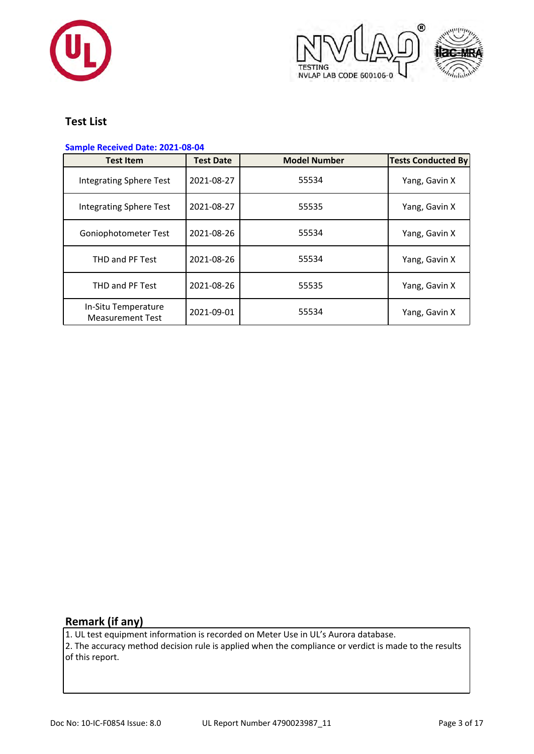## Test List

**Sample Received Date: 2021-08-04**

| Test Item | Test Date | Model Number | Tests Conducted By |
|---|---|---|---|
| Integrating Sphere Test | 2021-08-27 | 55534 | Yang, Gavin X |
| Integrating Sphere Test | 2021-08-27 | 55535 | Yang, Gavin X |
| Goniophotometer Test | 2021-08-26 | 55534 | Yang, Gavin X |
| THD and PF Test | 2021-08-26 | 55534 | Yang, Gavin X |
| THD and PF Test | 2021-08-26 | 55535 | Yang, Gavin X |
| In-Situ Temperature Measurement Test | 2021-09-01 | 55534 | Yang, Gavin X |

## Remark (if any)

1. UL test equipment information is recorded on Meter Use in UL's Aurora database.
2. The accuracy method decision rule is applied when the compliance or verdict is made to the results of this report.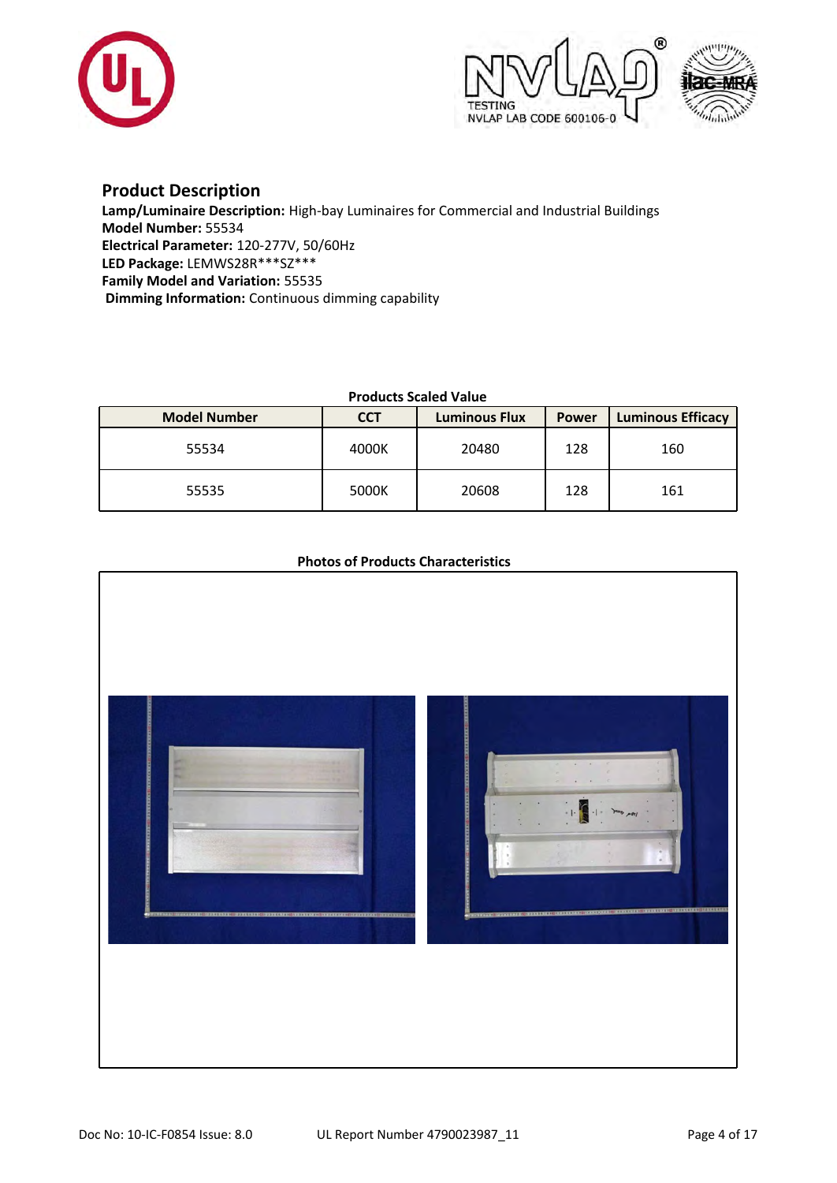## Product Description

**Lamp/Luminaire Description:** High-bay Luminaires for Commercial and Industrial Buildings
**Model Number:** 55534
**Electrical Parameter:** 120-277V, 50/60Hz
**LED Package:** LEMWS28R***SZ***
**Family Model and Variation:** 55535
**Dimming Information:** Continuous dimming capability

**Products Scaled Value**

| Model Number | CCT | Luminous Flux | Power | Luminous Efficacy |
|---|---|---|---|---|
| 55534 | 4000K | 20480 | 128 | 160 |
| 55535 | 5000K | 20608 | 128 | 161 |

**Photos of Products Characteristics**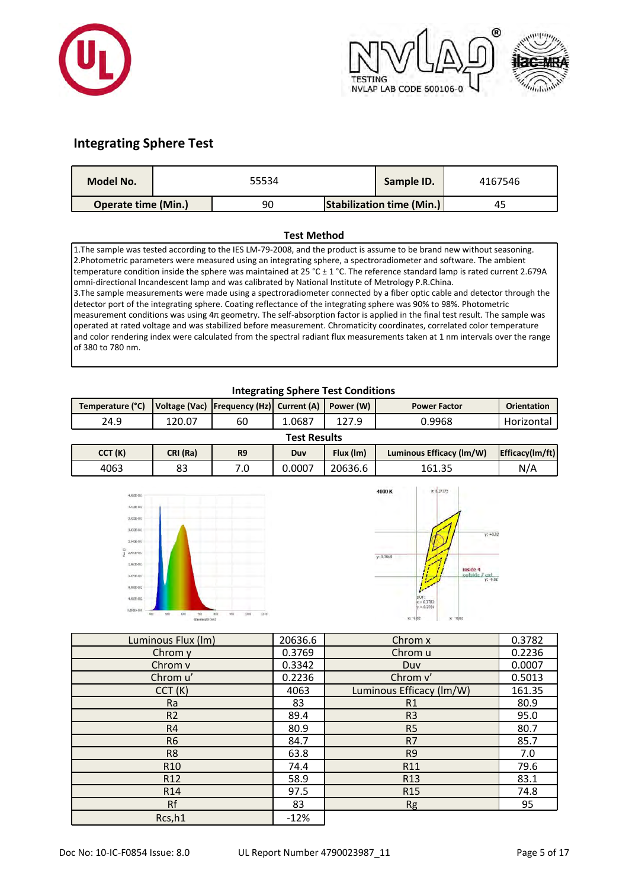## Integrating Sphere Test

| Model No. | 55534 | Sample ID. | 4167546 |
|---|---|---|---|
| Operate time (Min.) | 90 | Stabilization time (Min.) | 45 |

### Test Method

1.The sample was tested according to the IES LM-79-2008, and the product is assume to be brand new without seasoning.
2.Photometric parameters were measured using an integrating sphere, a spectroradiometer and software. The ambient temperature condition inside the sphere was maintained at 25 °C ± 1 °C. The reference standard lamp is rated current 2.679A omni-directional Incandescent lamp and was calibrated by National Institute of Metrology P.R.China.
3.The sample measurements were made using a spectroradiometer connected by a fiber optic cable and detector through the detector port of the integrating sphere. Coating reflectance of the integrating sphere was 90% to 98%. Photometric measurement conditions was using 4π geometry. The self-absorption factor is applied in the final test result. The sample was operated at rated voltage and was stabilized before measurement. Chromaticity coordinates, correlated color temperature and color rendering index were calculated from the spectral radiant flux measurements taken at 1 nm intervals over the range of 380 to 780 nm.

### Integrating Sphere Test Conditions

| Temperature (°C) | Voltage (Vac) | Frequency (Hz) | Current (A) | Power (W) | Power Factor | Orientation |
|---|---|---|---|---|---|---|
| 24.9 | 120.07 | 60 | 1.0687 | 127.9 | 0.9968 | Horizontal |

### Test Results

| CCT (K) | CRI (Ra) | R9 | Duv | Flux (lm) | Luminous Efficacy (lm/W) | Efficacy(lm/ft) |
|---|---|---|---|---|---|---|
| 4063 | 83 | 7.0 | 0.0007 | 20636.6 | 161.35 | N/A |

| Luminous Flux (lm) | 20636.6 | Chrom x | 0.3782 |
|---|---|---|---|
| Chrom y | 0.3769 | Chrom u | 0.2236 |
| Chrom v | 0.3342 | Duv | 0.0007 |
| Chrom u' | 0.2236 | Chrom v' | 0.5013 |
| CCT (K) | 4063 | Luminous Efficacy (lm/W) | 161.35 |
| Ra | 83 | R1 | 80.9 |
| R2 | 89.4 | R3 | 95.0 |
| R4 | 80.9 | R5 | 80.7 |
| R6 | 84.7 | R7 | 85.7 |
| R8 | 63.8 | R9 | 7.0 |
| R10 | 74.4 | R11 | 79.6 |
| R12 | 58.9 | R13 | 83.1 |
| R14 | 97.5 | R15 | 74.8 |
| Rf | 83 | Rg | 95 |
| Rcs,h1 | -12% | | |

Doc No: 10-IC-F0854 Issue: 8.0 UL Report Number 4790023987_11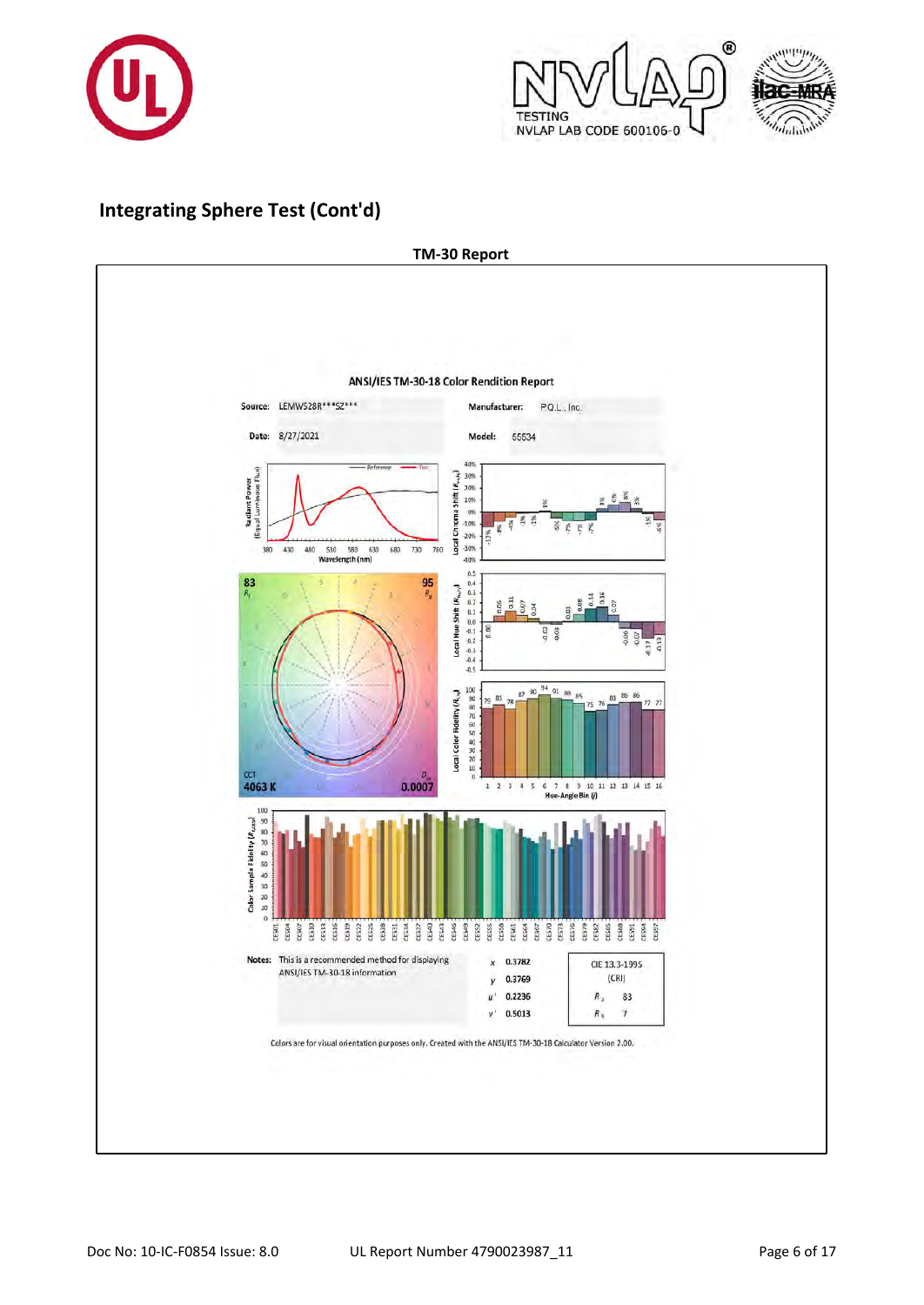## Integrating Sphere Test (Cont'd)

**TM-30 Report**

**ANSI/IES TM-30-18 Color Rendition Report**

| | | | |
|---|---|---|---|
| Source: | LEMWS28R***SZ*** | Manufacturer: | P.Q.L., Inc. |
| Date: | 8/27/2021 | Model: | 55534 |

$R_f$ 83

$R_g$ 95

CCT 4063 K

$D_{uv}$ 0.0007

Local Chroma Shift ($R_{cs,hj}$): -12%, -8%, -4%, -3%, -1%, 1%, -5%, -7%, -7%, -7%, 3%, 6%, 8%, 3%, -1%, -6%

Local Hue Shift ($R_{hs,hj}$): 0.00, 0.06, 0.11, 0.07, 0.04, -0.02, -0.03, 0.01, 0.08, 0.14, 0.16, 0.07, -0.06, -0.07, -0.17, -0.12

Local Color Fidelity ($R_{f,hj}$): 79, 83, 78, 87, 90, 94, 91, 89, 85, 75, 76, 83, 86, 86, 77, 77

Notes: This is a recommended method for displaying ANSI/IES TM-30-18 information

| | |
|---|---|
| $x$ | 0.3782 |
| $y$ | 0.3769 |
| $u'$ | 0.2236 |
| $v'$ | 0.5013 |

| CIE 13.3-1995 (CRI) | |
|---|---|
| $R_a$ | 83 |
| $R_9$ | 7 |

Colors are for visual orientation purposes only. Created with the ANSI/IES TM-30-18 Calculator Version 2.00.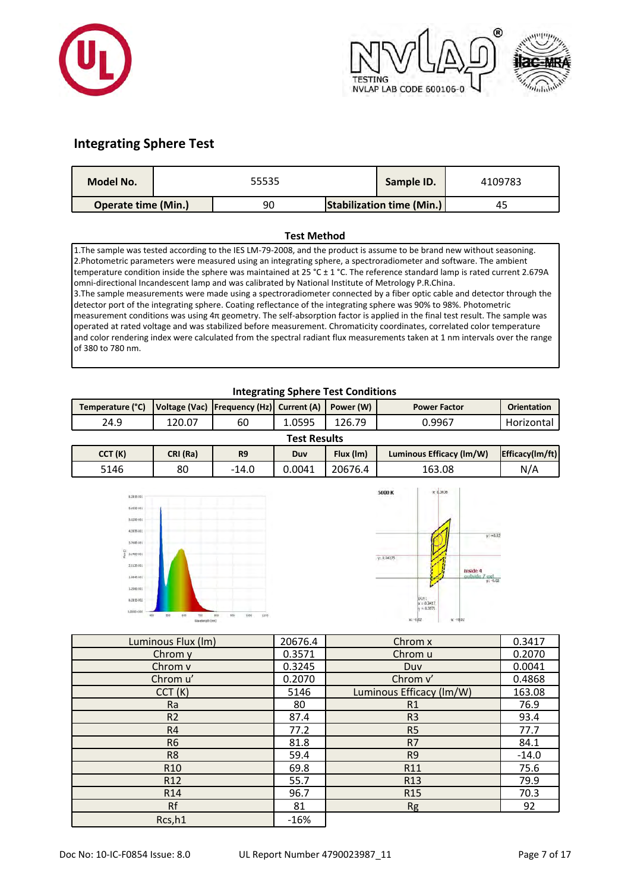## Integrating Sphere Test

| Model No. | 55535 | Sample ID. | 4109783 |
|---|---|---|---|
| Operate time (Min.) | 90 | Stabilization time (Min.) | 45 |

### Test Method

1.The sample was tested according to the IES LM-79-2008, and the product is assume to be brand new without seasoning.
2.Photometric parameters were measured using an integrating sphere, a spectroradiometer and software. The ambient temperature condition inside the sphere was maintained at 25 °C ± 1 °C. The reference standard lamp is rated current 2.679A omni-directional Incandescent lamp and was calibrated by National Institute of Metrology P.R.China.
3.The sample measurements were made using a spectroradiometer connected by a fiber optic cable and detector through the detector port of the integrating sphere. Coating reflectance of the integrating sphere was 90% to 98%. Photometric measurement conditions was using 4π geometry. The self-absorption factor is applied in the final test result. The sample was operated at rated voltage and was stabilized before measurement. Chromaticity coordinates, correlated color temperature and color rendering index were calculated from the spectral radiant flux measurements taken at 1 nm intervals over the range of 380 to 780 nm.

### Integrating Sphere Test Conditions

| Temperature (°C) | Voltage (Vac) | Frequency (Hz) | Current (A) | Power (W) | Power Factor | Orientation |
|---|---|---|---|---|---|---|
| 24.9 | 120.07 | 60 | 1.0595 | 126.79 | 0.9967 | Horizontal |

### Test Results

| CCT (K) | CRI (Ra) | R9 | Duv | Flux (lm) | Luminous Efficacy (lm/W) | Efficacy(lm/ft) |
|---|---|---|---|---|---|---|
| 5146 | 80 | -14.0 | 0.0041 | 20676.4 | 163.08 | N/A |

| Luminous Flux (lm) | 20676.4 | Chrom x | 0.3417 |
|---|---|---|---|
| Chrom y | 0.3571 | Chrom u | 0.2070 |
| Chrom v | 0.3245 | Duv | 0.0041 |
| Chrom u' | 0.2070 | Chrom v' | 0.4868 |
| CCT (K) | 5146 | Luminous Efficacy (lm/W) | 163.08 |
| Ra | 80 | R1 | 76.9 |
| R2 | 87.4 | R3 | 93.4 |
| R4 | 77.2 | R5 | 77.7 |
| R6 | 81.8 | R7 | 84.1 |
| R8 | 59.4 | R9 | -14.0 |
| R10 | 69.8 | R11 | 75.6 |
| R12 | 55.7 | R13 | 79.9 |
| R14 | 96.7 | R15 | 70.3 |
| Rf | 81 | Rg | 92 |
| Rcs,h1 | -16% | | |

Doc No: 10-IC-F0854 Issue: 8.0 UL Report Number 4790023987_11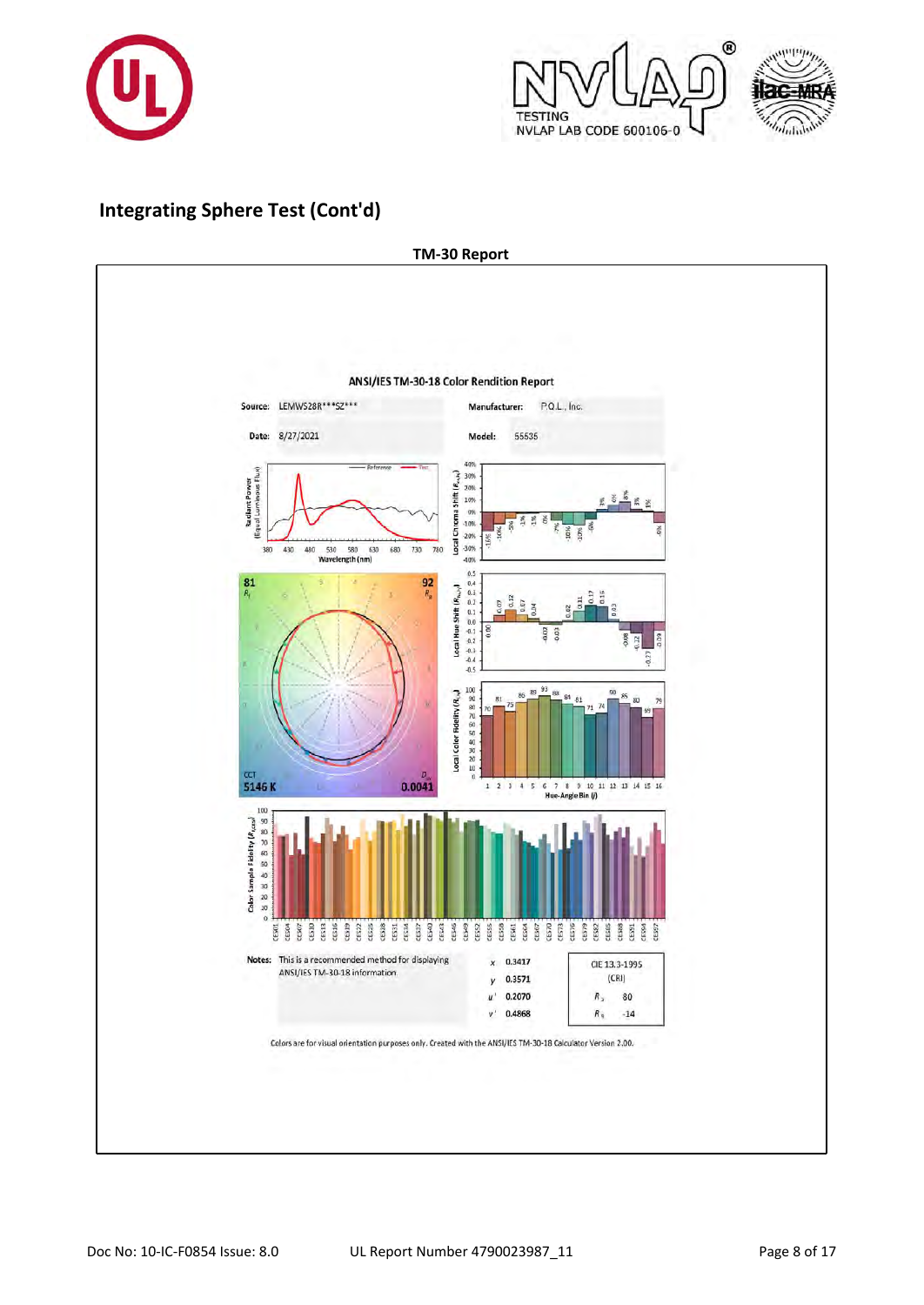## Integrating Sphere Test (Cont'd)

**TM-30 Report**

ANSI/IES TM-30-18 Color Rendition Report

| | | | |
|---|---|---|---|
| Source: | LEMWS28R***SZ*** | Manufacturer: | P.Q.L., Inc. |
| Date: | 8/27/2021 | Model: | 55535 |

$R_f$ 81 $R_g$ 92

CCT 5146 K $D_{uv}$ 0.0041

Notes: This is a recommended method for displaying ANSI/IES TM-30-18 information

| | |
|---|---|
| $x$ | 0.3417 |
| $y$ | 0.3571 |
| $u'$ | 0.2070 |
| $v'$ | 0.4868 |

CIE 13.3-1995 (CRI)

| | |
|---|---|
| $R_a$ | 80 |
| $R_9$ | -14 |

Colors are for visual orientation purposes only. Created with the ANSI/IES TM-30-18 Calculator Version 2.00.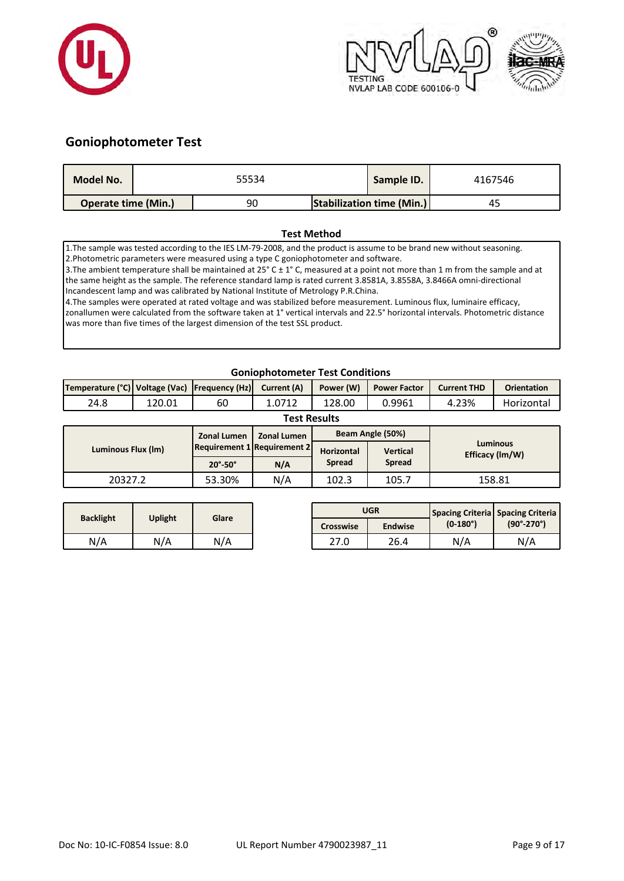## Goniophotometer Test

| Model No. | 55534 | Sample ID. | 4167546 |
|---|---|---|---|
| Operate time (Min.) | 90 | Stabilization time (Min.) | 45 |

### Test Method

1.The sample was tested according to the IES LM-79-2008, and the product is assume to be brand new without seasoning.
2.Photometric parameters were measured using a type C goniophotometer and software.
3.The ambient temperature shall be maintained at 25° C ± 1° C, measured at a point not more than 1 m from the sample and at the same height as the sample. The reference standard lamp is rated current 3.8581A, 3.8558A, 3.8466A omni-directional Incandescent lamp and was calibrated by National Institute of Metrology P.R.China.
4.The samples were operated at rated voltage and was stabilized before measurement. Luminous flux, luminaire efficacy, zonallumen were calculated from the software taken at 1° vertical intervals and 22.5° horizontal intervals. Photometric distance was more than five times of the largest dimension of the test SSL product.

### Goniophotometer Test Conditions

| Temperature (°C) | Voltage (Vac) | Frequency (Hz) | Current (A) | Power (W) | Power Factor | Current THD | Orientation |
|---|---|---|---|---|---|---|---|
| 24.8 | 120.01 | 60 | 1.0712 | 128.00 | 0.9961 | 4.23% | Horizontal |

### Test Results

| Luminous Flux (lm) | Zonal Lumen Requirement 1 | Zonal Lumen Requirement 2 | Beam Angle (50%) | | Luminous Efficacy (lm/W) |
|---|---|---|---|---|---|
| | 20°-50° | N/A | Horizontal Spread | Vertical Spread | |
| 20327.2 | 53.30% | N/A | 102.3 | 105.7 | 158.81 |

| Backlight | Uplight | Glare |
|---|---|---|
| N/A | N/A | N/A |

| UGR | | Spacing Criteria (0-180°) | Spacing Criteria (90°-270°) |
|---|---|---|---|
| Crosswise | Endwise | | |
| 27.0 | 26.4 | N/A | N/A |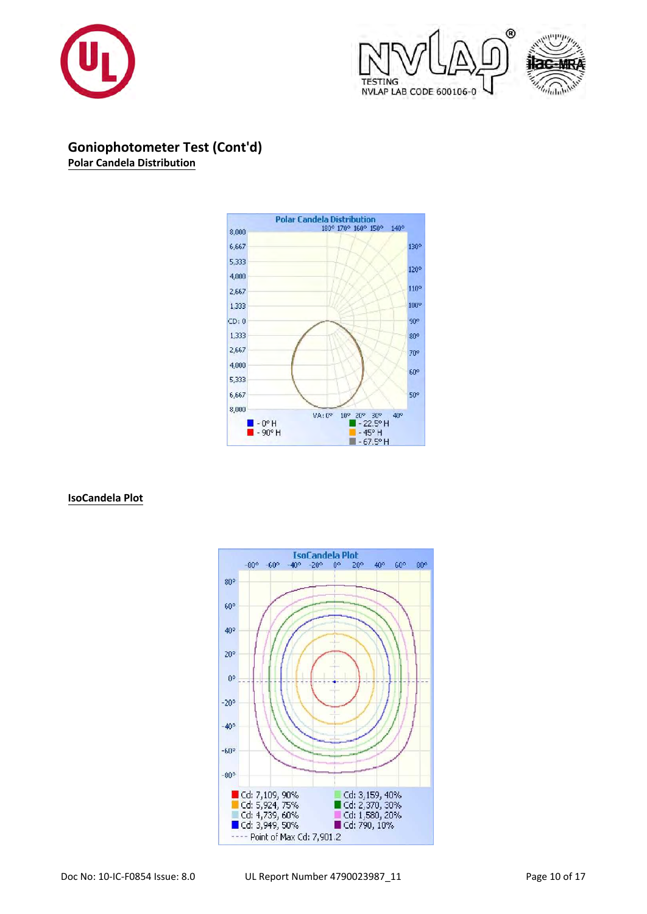## Goniophotometer Test (Cont'd)

**Polar Candela Distribution**

Polar Candela Distribution

180° 170° 160° 150° 140°

8,000
6,667
5,333
4,000
2,667
1,333
CD: 0
1,333
2,667
4,000
5,333
6,667
8,000

130° 120° 110° 100° 90° 80° 70° 60° 50°

VA: 0° 10° 20° 30° 40°

- 0° H
- 90° H
- 22.5° H
- 45° H
- 67.5° H

**IsoCandela Plot**

IsoCandela Plot

-80° -60° -40° -20° 0° 20° 40° 60° 80°

80° 60° 40° 20° 0° -20° -40° -60° -80°

- Cd: 7,109, 90%
- Cd: 5,924, 75%
- Cd: 4,739, 60%
- Cd: 3,949, 50%
- Cd: 3,159, 40%
- Cd: 2,370, 30%
- Cd: 1,580, 20%
- Cd: 790, 10%

---- Point of Max Cd: 7,901.2

Doc No: 10-IC-F0854 Issue: 8.0 UL Report Number 4790023987_11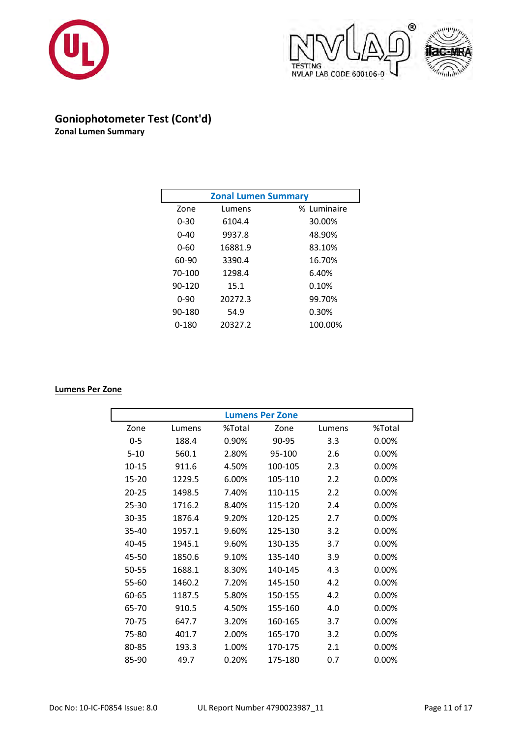## Goniophotometer Test (Cont'd)

**Zonal Lumen Summary**

| Zonal Lumen Summary | | |
|---|---|---|
| Zone | Lumens | % Luminaire |
| 0-30 | 6104.4 | 30.00% |
| 0-40 | 9937.8 | 48.90% |
| 0-60 | 16881.9 | 83.10% |
| 60-90 | 3390.4 | 16.70% |
| 70-100 | 1298.4 | 6.40% |
| 90-120 | 15.1 | 0.10% |
| 0-90 | 20272.3 | 99.70% |
| 90-180 | 54.9 | 0.30% |
| 0-180 | 20327.2 | 100.00% |

**Lumens Per Zone**

| Lumens Per Zone | | | | | |
|---|---|---|---|---|---|
| Zone | Lumens | %Total | Zone | Lumens | %Total |
| 0-5 | 188.4 | 0.90% | 90-95 | 3.3 | 0.00% |
| 5-10 | 560.1 | 2.80% | 95-100 | 2.6 | 0.00% |
| 10-15 | 911.6 | 4.50% | 100-105 | 2.3 | 0.00% |
| 15-20 | 1229.5 | 6.00% | 105-110 | 2.2 | 0.00% |
| 20-25 | 1498.5 | 7.40% | 110-115 | 2.2 | 0.00% |
| 25-30 | 1716.2 | 8.40% | 115-120 | 2.4 | 0.00% |
| 30-35 | 1876.4 | 9.20% | 120-125 | 2.7 | 0.00% |
| 35-40 | 1957.1 | 9.60% | 125-130 | 3.2 | 0.00% |
| 40-45 | 1945.1 | 9.60% | 130-135 | 3.7 | 0.00% |
| 45-50 | 1850.6 | 9.10% | 135-140 | 3.9 | 0.00% |
| 50-55 | 1688.1 | 8.30% | 140-145 | 4.3 | 0.00% |
| 55-60 | 1460.2 | 7.20% | 145-150 | 4.2 | 0.00% |
| 60-65 | 1187.5 | 5.80% | 150-155 | 4.2 | 0.00% |
| 65-70 | 910.5 | 4.50% | 155-160 | 4.0 | 0.00% |
| 70-75 | 647.7 | 3.20% | 160-165 | 3.7 | 0.00% |
| 75-80 | 401.7 | 2.00% | 165-170 | 3.2 | 0.00% |
| 80-85 | 193.3 | 1.00% | 170-175 | 2.1 | 0.00% |
| 85-90 | 49.7 | 0.20% | 175-180 | 0.7 | 0.00% |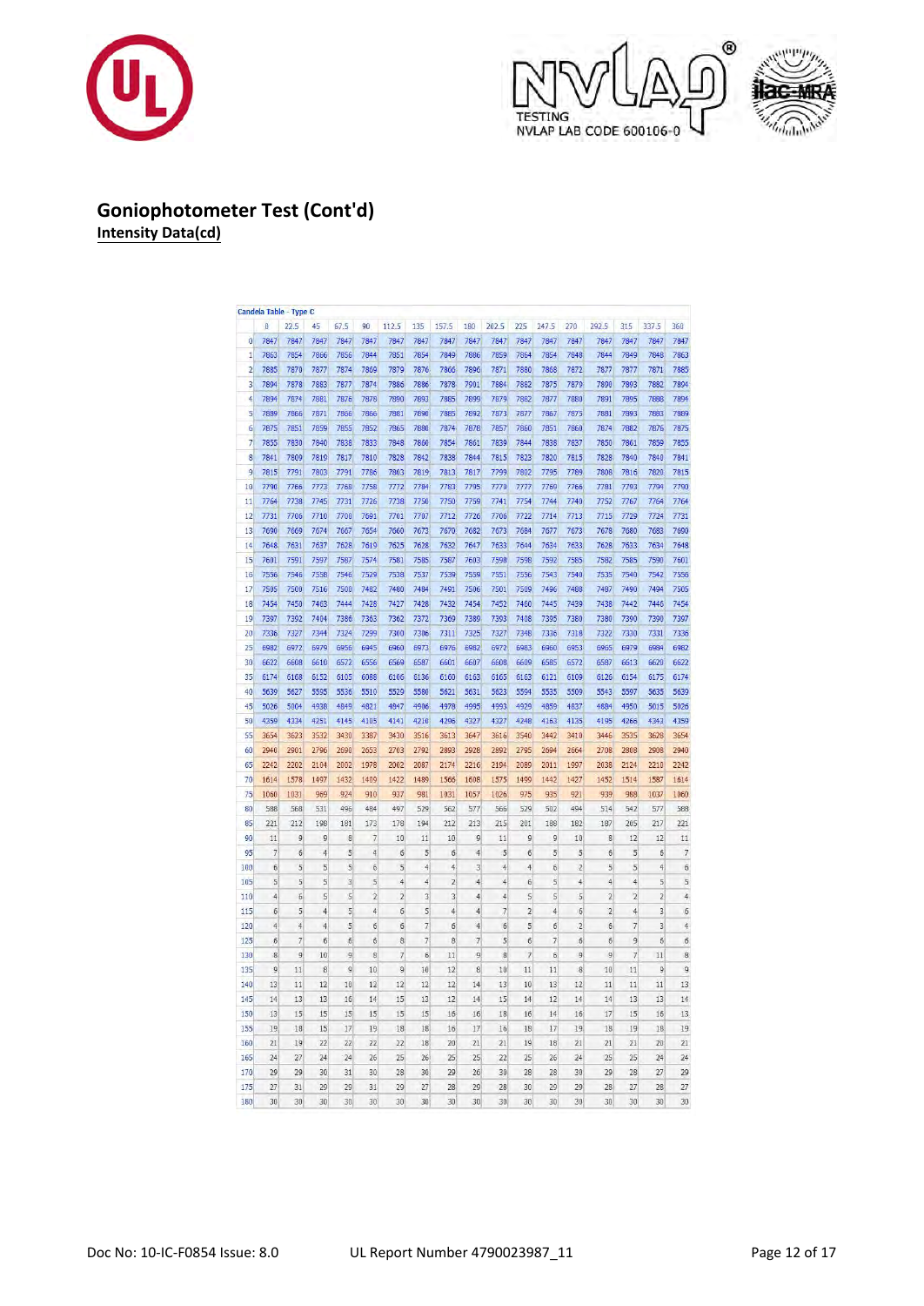## Goniophotometer Test (Cont'd)

**Intensity Data(cd)**

Candela Table - Type C

| | 0 | 22.5 | 45 | 67.5 | 90 | 112.5 | 135 | 157.5 | 180 | 202.5 | 225 | 247.5 | 270 | 292.5 | 315 | 337.5 | 360 |
|---|---|---|---|---|---|---|---|---|---|---|---|---|---|---|---|---|---|
| 0 | 7847 | 7847 | 7847 | 7847 | 7847 | 7847 | 7847 | 7847 | 7847 | 7847 | 7847 | 7847 | 7847 | 7847 | 7847 | 7847 | 7847 |
| 1 | 7863 | 7854 | 7866 | 7856 | 7844 | 7851 | 7854 | 7849 | 7886 | 7859 | 7864 | 7854 | 7848 | 7844 | 7849 | 7848 | 7863 |
| 2 | 7885 | 7870 | 7877 | 7874 | 7869 | 7879 | 7876 | 7866 | 7896 | 7871 | 7880 | 7868 | 7872 | 7877 | 7877 | 7871 | 7885 |
| 3 | 7894 | 7878 | 7883 | 7877 | 7874 | 7886 | 7886 | 7878 | 7901 | 7884 | 7882 | 7875 | 7879 | 7890 | 7893 | 7882 | 7894 |
| 4 | 7894 | 7874 | 7881 | 7876 | 7878 | 7890 | 7893 | 7885 | 7899 | 7879 | 7882 | 7877 | 7880 | 7891 | 7895 | 7888 | 7894 |
| 5 | 7889 | 7866 | 7871 | 7866 | 7866 | 7881 | 7890 | 7885 | 7892 | 7873 | 7877 | 7867 | 7875 | 7881 | 7893 | 7883 | 7889 |
| 6 | 7875 | 7851 | 7859 | 7855 | 7852 | 7865 | 7880 | 7874 | 7878 | 7857 | 7860 | 7851 | 7860 | 7874 | 7882 | 7876 | 7875 |
| 7 | 7855 | 7830 | 7840 | 7838 | 7833 | 7848 | 7860 | 7854 | 7861 | 7839 | 7844 | 7838 | 7837 | 7850 | 7861 | 7859 | 7855 |
| 8 | 7841 | 7809 | 7819 | 7817 | 7810 | 7828 | 7842 | 7838 | 7844 | 7815 | 7823 | 7820 | 7815 | 7828 | 7840 | 7840 | 7841 |
| 9 | 7815 | 7791 | 7803 | 7791 | 7786 | 7803 | 7819 | 7813 | 7817 | 7799 | 7802 | 7795 | 7789 | 7808 | 7816 | 7820 | 7815 |
| 10 | 7790 | 7766 | 7773 | 7768 | 7758 | 7772 | 7784 | 7783 | 7795 | 7770 | 7777 | 7769 | 7766 | 7781 | 7793 | 7794 | 7790 |
| 11 | 7764 | 7738 | 7745 | 7731 | 7726 | 7738 | 7750 | 7750 | 7759 | 7741 | 7754 | 7744 | 7740 | 7752 | 7767 | 7764 | 7764 |
| 12 | 7731 | 7706 | 7710 | 7700 | 7691 | 7701 | 7707 | 7712 | 7726 | 7706 | 7722 | 7714 | 7713 | 7715 | 7729 | 7724 | 7731 |
| 13 | 7690 | 7669 | 7674 | 7667 | 7654 | 7660 | 7673 | 7670 | 7682 | 7673 | 7684 | 7677 | 7673 | 7678 | 7680 | 7683 | 7690 |
| 14 | 7648 | 7631 | 7637 | 7628 | 7619 | 7625 | 7628 | 7632 | 7647 | 7633 | 7644 | 7634 | 7633 | 7628 | 7633 | 7634 | 7648 |
| 15 | 7601 | 7591 | 7597 | 7587 | 7574 | 7581 | 7585 | 7587 | 7603 | 7598 | 7598 | 7592 | 7585 | 7582 | 7585 | 7590 | 7601 |
| 16 | 7556 | 7546 | 7558 | 7546 | 7529 | 7538 | 7537 | 7539 | 7559 | 7551 | 7556 | 7543 | 7540 | 7535 | 7540 | 7542 | 7556 |
| 17 | 7505 | 7500 | 7516 | 7500 | 7482 | 7480 | 7484 | 7491 | 7506 | 7501 | 7509 | 7496 | 7488 | 7487 | 7490 | 7494 | 7505 |
| 18 | 7454 | 7450 | 7463 | 7444 | 7428 | 7427 | 7428 | 7432 | 7454 | 7452 | 7460 | 7445 | 7439 | 7438 | 7442 | 7446 | 7454 |
| 19 | 7397 | 7392 | 7404 | 7386 | 7363 | 7362 | 7372 | 7369 | 7389 | 7393 | 7408 | 7395 | 7380 | 7380 | 7390 | 7390 | 7397 |
| 20 | 7336 | 7327 | 7344 | 7324 | 7299 | 7300 | 7306 | 7311 | 7325 | 7327 | 7348 | 7336 | 7318 | 7322 | 7330 | 7331 | 7336 |
| 25 | 6982 | 6972 | 6979 | 6956 | 6945 | 6960 | 6973 | 6976 | 6982 | 6972 | 6983 | 6960 | 6953 | 6965 | 6979 | 6984 | 6982 |
| 30 | 6622 | 6608 | 6610 | 6572 | 6556 | 6569 | 6587 | 6601 | 6607 | 6608 | 6609 | 6585 | 6572 | 6587 | 6613 | 6620 | 6622 |
| 35 | 6174 | 6168 | 6152 | 6105 | 6088 | 6106 | 6136 | 6160 | 6163 | 6165 | 6163 | 6121 | 6109 | 6126 | 6154 | 6175 | 6174 |
| 40 | 5639 | 5627 | 5595 | 5536 | 5510 | 5529 | 5580 | 5621 | 5631 | 5623 | 5594 | 5535 | 5509 | 5543 | 5597 | 5635 | 5639 |
| 45 | 5026 | 5004 | 4938 | 4849 | 4821 | 4847 | 4906 | 4978 | 4995 | 4993 | 4929 | 4859 | 4837 | 4884 | 4950 | 5015 | 5026 |
| 50 | 4359 | 4334 | 4251 | 4145 | 4105 | 4141 | 4210 | 4296 | 4327 | 4327 | 4248 | 4163 | 4135 | 4195 | 4268 | 4343 | 4359 |
| 55 | 3654 | 3623 | 3532 | 3430 | 3387 | 3430 | 3516 | 3613 | 3647 | 3616 | 3540 | 3442 | 3410 | 3446 | 3535 | 3628 | 3654 |
| 60 | 2940 | 2901 | 2796 | 2690 | 2653 | 2703 | 2792 | 2893 | 2928 | 2892 | 2795 | 2694 | 2664 | 2708 | 2808 | 2908 | 2940 |
| 65 | 2242 | 2202 | 2104 | 2002 | 1978 | 2002 | 2087 | 2174 | 2216 | 2194 | 2089 | 2011 | 1997 | 2038 | 2124 | 2210 | 2242 |
| 70 | 1614 | 1578 | 1497 | 1432 | 1409 | 1422 | 1489 | 1566 | 1608 | 1575 | 1499 | 1442 | 1427 | 1452 | 1514 | 1587 | 1614 |
| 75 | 1060 | 1031 | 969 | 924 | 910 | 937 | 981 | 1031 | 1057 | 1026 | 975 | 935 | 921 | 939 | 988 | 1037 | 1060 |
| 80 | 588 | 568 | 531 | 496 | 484 | 497 | 529 | 562 | 577 | 566 | 529 | 502 | 494 | 514 | 542 | 577 | 588 |
| 85 | 221 | 212 | 198 | 181 | 173 | 178 | 194 | 212 | 213 | 215 | 201 | 188 | 182 | 187 | 205 | 217 | 221 |
| 90 | 11 | 9 | 9 | 8 | 7 | 10 | 11 | 10 | 9 | 11 | 9 | 9 | 10 | 8 | 12 | 12 | 11 |
| 95 | 7 | 6 | 4 | 5 | 4 | 6 | 5 | 6 | 4 | 5 | 6 | 5 | 5 | 6 | 5 | 6 | 7 |
| 100 | 6 | 5 | 5 | 5 | 6 | 5 | 4 | 4 | 3 | 4 | 4 | 6 | 2 | 5 | 5 | 4 | 6 |
| 105 | 5 | 5 | 5 | 3 | 5 | 4 | 4 | 2 | 4 | 4 | 6 | 5 | 4 | 4 | 4 | 5 | 5 |
| 110 | 4 | 6 | 5 | 5 | 2 | 2 | 3 | 3 | 4 | 4 | 5 | 5 | 5 | 2 | 2 | 2 | 4 |
| 115 | 6 | 5 | 4 | 5 | 4 | 6 | 5 | 4 | 4 | 7 | 2 | 4 | 6 | 2 | 4 | 3 | 6 |
| 120 | 4 | 4 | 4 | 5 | 6 | 6 | 7 | 6 | 4 | 6 | 5 | 6 | 2 | 6 | 7 | 3 | 4 |
| 125 | 6 | 7 | 6 | 6 | 6 | 8 | 7 | 8 | 7 | 5 | 6 | 7 | 6 | 6 | 9 | 6 | 6 |
| 130 | 8 | 9 | 10 | 9 | 8 | 7 | 6 | 11 | 9 | 8 | 7 | 6 | 9 | 9 | 7 | 11 | 8 |
| 135 | 9 | 11 | 8 | 9 | 10 | 9 | 10 | 12 | 8 | 10 | 11 | 11 | 8 | 10 | 11 | 9 | 9 |
| 140 | 13 | 11 | 12 | 10 | 12 | 12 | 12 | 12 | 14 | 13 | 10 | 13 | 12 | 11 | 11 | 11 | 13 |
| 145 | 14 | 13 | 13 | 16 | 14 | 15 | 13 | 12 | 14 | 15 | 14 | 12 | 14 | 14 | 13 | 13 | 14 |
| 150 | 13 | 15 | 15 | 15 | 15 | 15 | 15 | 16 | 16 | 18 | 16 | 14 | 16 | 17 | 15 | 16 | 13 |
| 155 | 19 | 18 | 15 | 17 | 19 | 18 | 18 | 16 | 17 | 16 | 18 | 17 | 19 | 18 | 19 | 18 | 19 |
| 160 | 21 | 19 | 22 | 22 | 22 | 22 | 18 | 20 | 21 | 21 | 19 | 18 | 21 | 21 | 21 | 20 | 21 |
| 165 | 24 | 27 | 24 | 24 | 26 | 25 | 26 | 25 | 25 | 22 | 25 | 26 | 24 | 25 | 25 | 24 | 24 |
| 170 | 29 | 29 | 30 | 31 | 30 | 28 | 30 | 29 | 26 | 30 | 28 | 28 | 30 | 29 | 28 | 27 | 29 |
| 175 | 27 | 31 | 29 | 29 | 31 | 29 | 27 | 28 | 29 | 28 | 30 | 29 | 29 | 28 | 27 | 28 | 27 |
| 180 | 30 | 30 | 30 | 30 | 30 | 30 | 30 | 30 | 30 | 30 | 30 | 30 | 30 | 30 | 30 | 30 | 30 |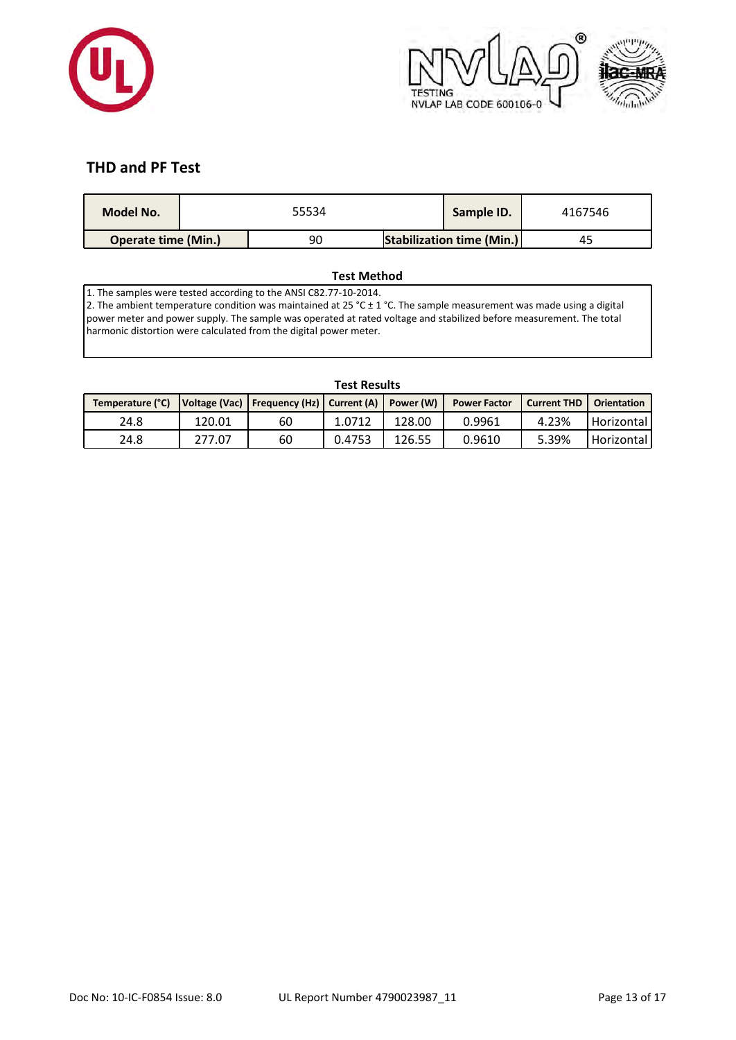## THD and PF Test

| Model No. | 55534 | Sample ID. | 4167546 |
|---|---|---|---|
| Operate time (Min.) | 90 | Stabilization time (Min.) | 45 |

### Test Method

1. The samples were tested according to the ANSI C82.77-10-2014.
2. The ambient temperature condition was maintained at 25 °C ± 1 °C. The sample measurement was made using a digital power meter and power supply. The sample was operated at rated voltage and stabilized before measurement. The total harmonic distortion were calculated from the digital power meter.

### Test Results

| Temperature (°C) | Voltage (Vac) | Frequency (Hz) | Current (A) | Power (W) | Power Factor | Current THD | Orientation |
|---|---|---|---|---|---|---|---|
| 24.8 | 120.01 | 60 | 1.0712 | 128.00 | 0.9961 | 4.23% | Horizontal |
| 24.8 | 277.07 | 60 | 0.4753 | 126.55 | 0.9610 | 5.39% | Horizontal |

Doc No: 10-IC-F0854 Issue: 8.0 UL Report Number 4790023987_11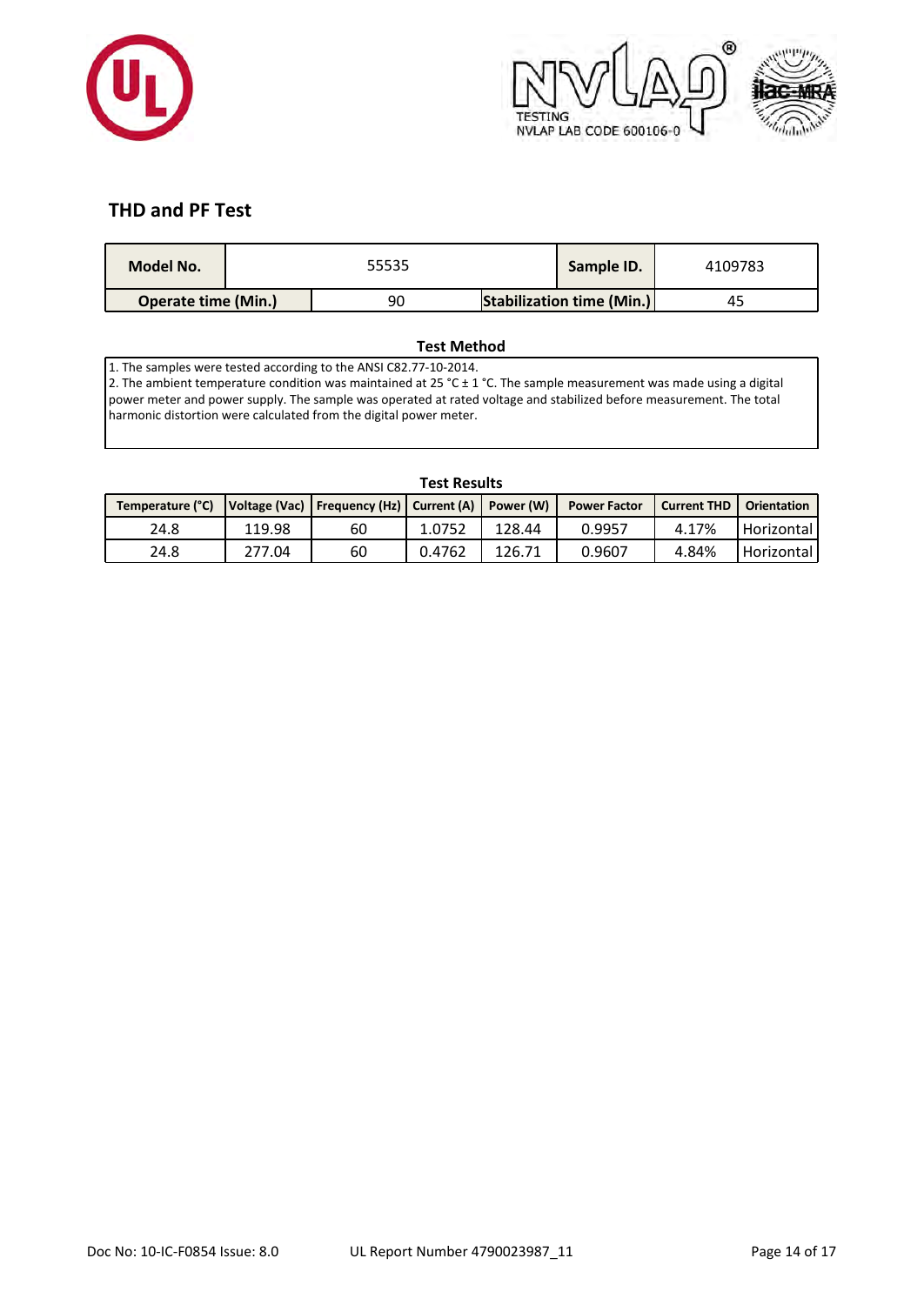## THD and PF Test

| Model No. | 55535 | Sample ID. | 4109783 |
|---|---|---|---|
| Operate time (Min.) | 90 | Stabilization time (Min.) | 45 |

### Test Method

1. The samples were tested according to the ANSI C82.77-10-2014.
2. The ambient temperature condition was maintained at 25 °C ± 1 °C. The sample measurement was made using a digital power meter and power supply. The sample was operated at rated voltage and stabilized before measurement. The total harmonic distortion were calculated from the digital power meter.

### Test Results

| Temperature (°C) | Voltage (Vac) | Frequency (Hz) | Current (A) | Power (W) | Power Factor | Current THD | Orientation |
|---|---|---|---|---|---|---|---|
| 24.8 | 119.98 | 60 | 1.0752 | 128.44 | 0.9957 | 4.17% | Horizontal |
| 24.8 | 277.04 | 60 | 0.4762 | 126.71 | 0.9607 | 4.84% | Horizontal |

Doc No: 10-IC-F0854 Issue: 8.0    UL Report Number 4790023987_11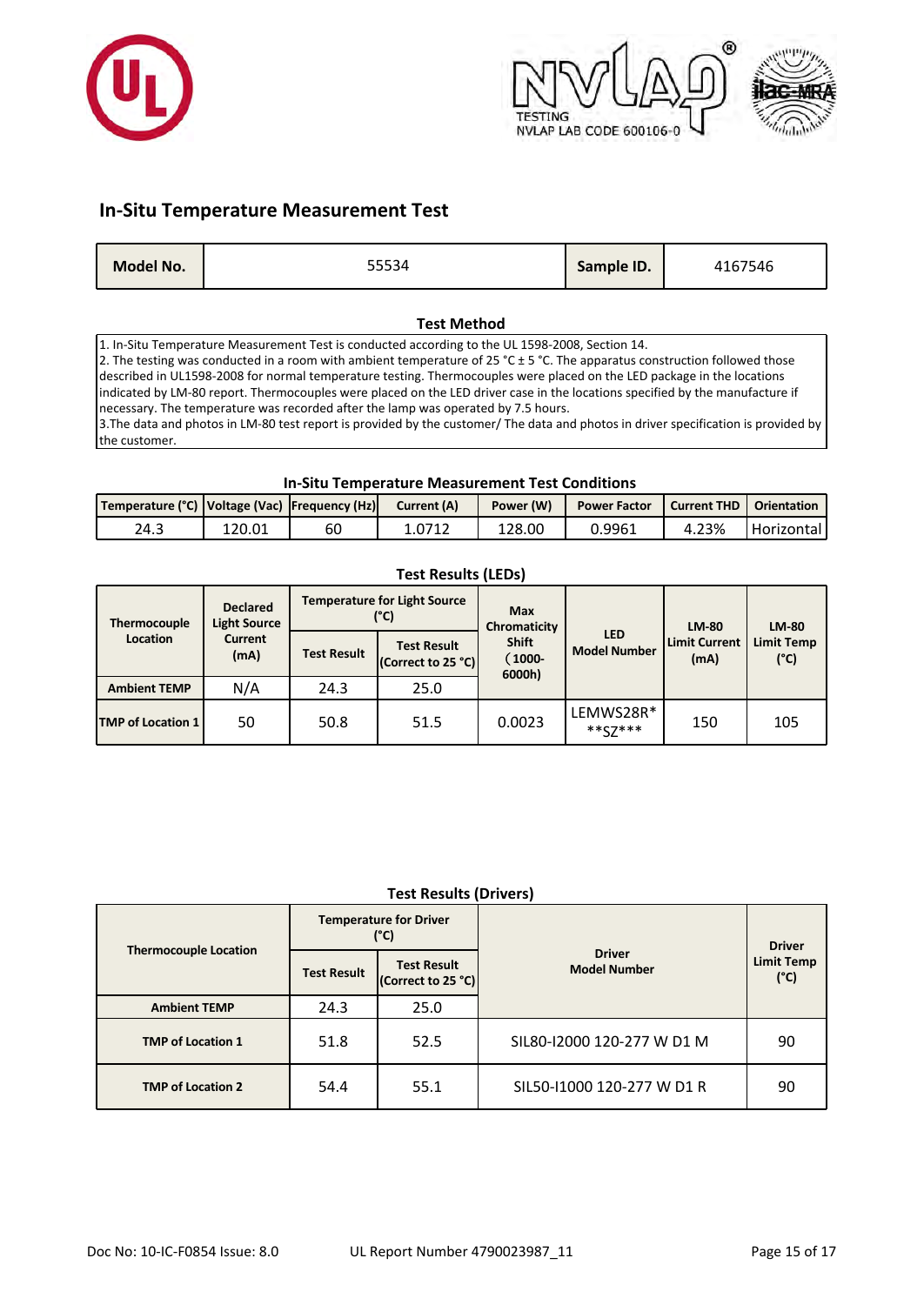## In-Situ Temperature Measurement Test

| Model No. | 55534 | Sample ID. | 4167546 |
|---|---|---|---|

### Test Method

1. In-Situ Temperature Measurement Test is conducted according to the UL 1598-2008, Section 14.
2. The testing was conducted in a room with ambient temperature of 25 °C ± 5 °C. The apparatus construction followed those described in UL1598-2008 for normal temperature testing. Thermocouples were placed on the LED package in the locations indicated by LM-80 report. Thermocouples were placed on the LED driver case in the locations specified by the manufacture if necessary. The temperature was recorded after the lamp was operated by 7.5 hours.
3. The data and photos in LM-80 test report is provided by the customer/ The data and photos in driver specification is provided by the customer.

### In-Situ Temperature Measurement Test Conditions

| Temperature (°C) | Voltage (Vac) | Frequency (Hz) | Current (A) | Power (W) | Power Factor | Current THD | Orientation |
|---|---|---|---|---|---|---|---|
| 24.3 | 120.01 | 60 | 1.0712 | 128.00 | 0.9961 | 4.23% | Horizontal |

### Test Results (LEDs)

| Thermocouple Location | Declared Light Source Current (mA) | Temperature for Light Source (°C) | | Max Chromaticity Shift (1000-6000h) | LED Model Number | LM-80 Limit Current (mA) | LM-80 Limit Temp (°C) |
|---|---|---|---|---|---|---|---|
| | | Test Result | Test Result (Correct to 25 °C) | | | | |
| Ambient TEMP | N/A | 24.3 | 25.0 | | | | |
| TMP of Location 1 | 50 | 50.8 | 51.5 | 0.0023 | LEMWS28R* **SZ*** | 150 | 105 |

### Test Results (Drivers)

| Thermocouple Location | Temperature for Driver (°C) | | Driver Model Number | Driver Limit Temp (°C) |
|---|---|---|---|---|
| | Test Result | Test Result (Correct to 25 °C) | | |
| Ambient TEMP | 24.3 | 25.0 | | |
| TMP of Location 1 | 51.8 | 52.5 | SIL80-I2000 120-277 W D1 M | 90 |
| TMP of Location 2 | 54.4 | 55.1 | SIL50-I1000 120-277 W D1 R | 90 |

Doc No: 10-IC-F0854 Issue: 8.0 UL Report Number 4790023987_11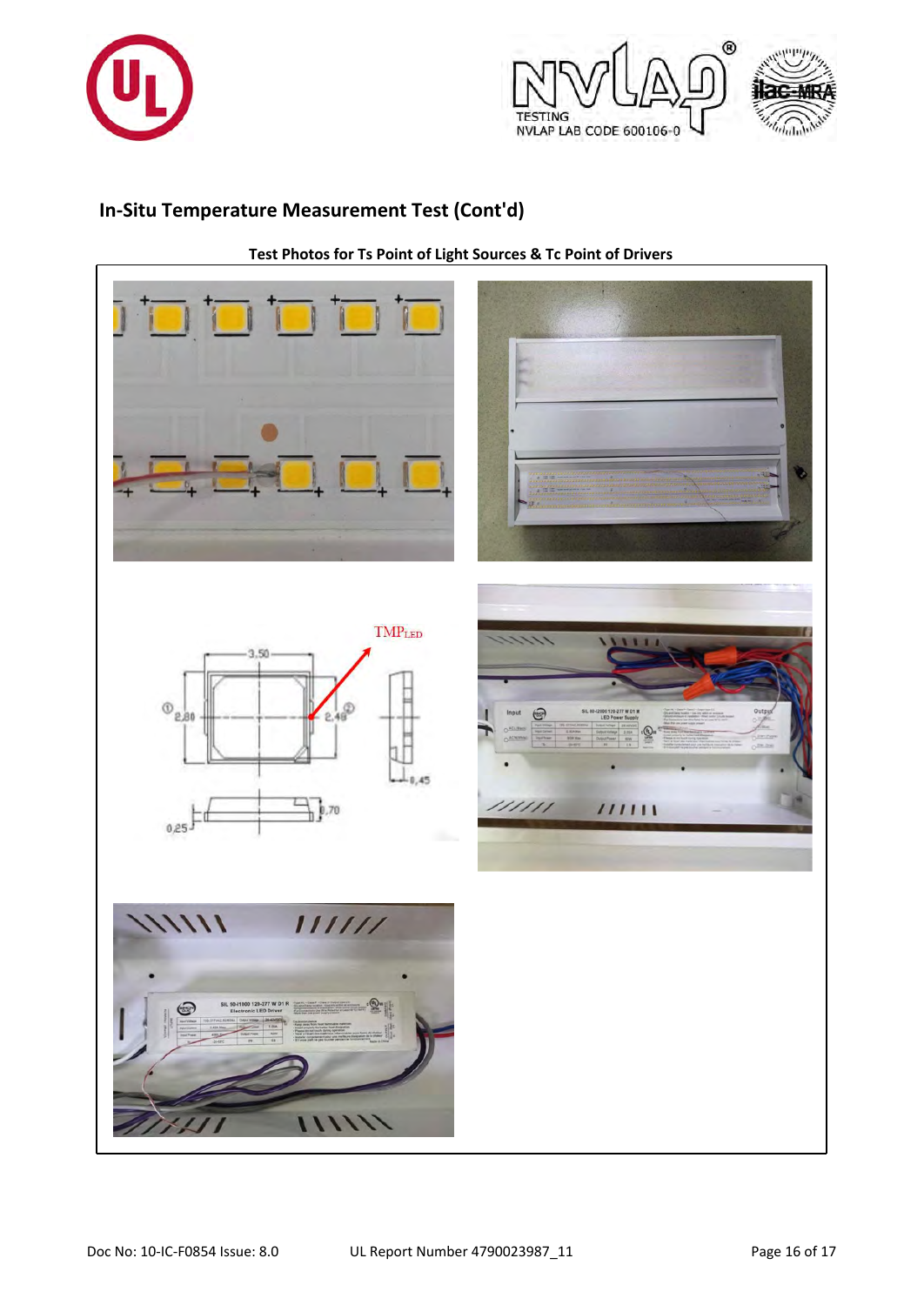## In-Situ Temperature Measurement Test (Cont'd)

**Test Photos for Ts Point of Light Sources & Tc Point of Drivers**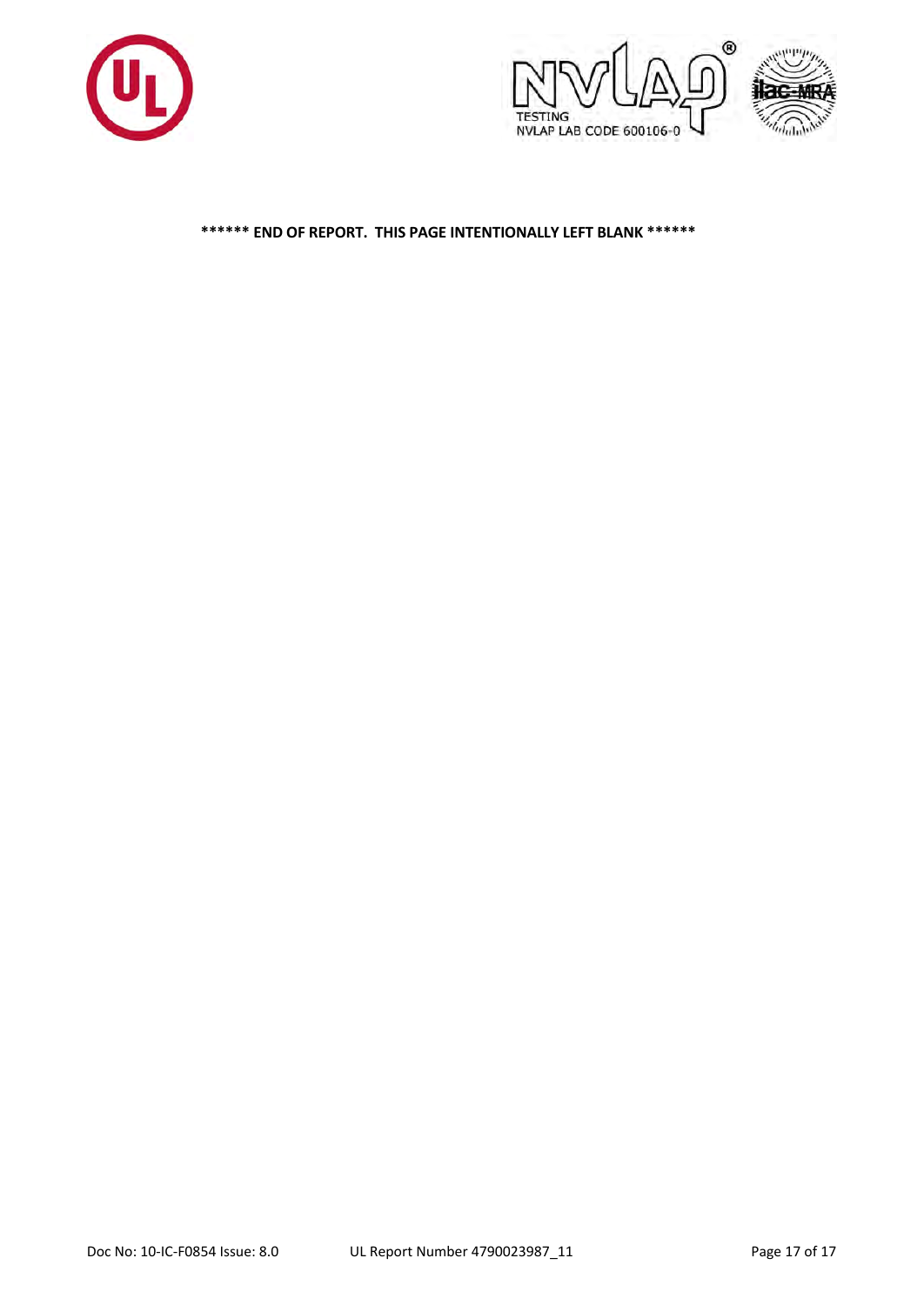****** END OF REPORT.  THIS PAGE INTENTIONALLY LEFT BLANK ******